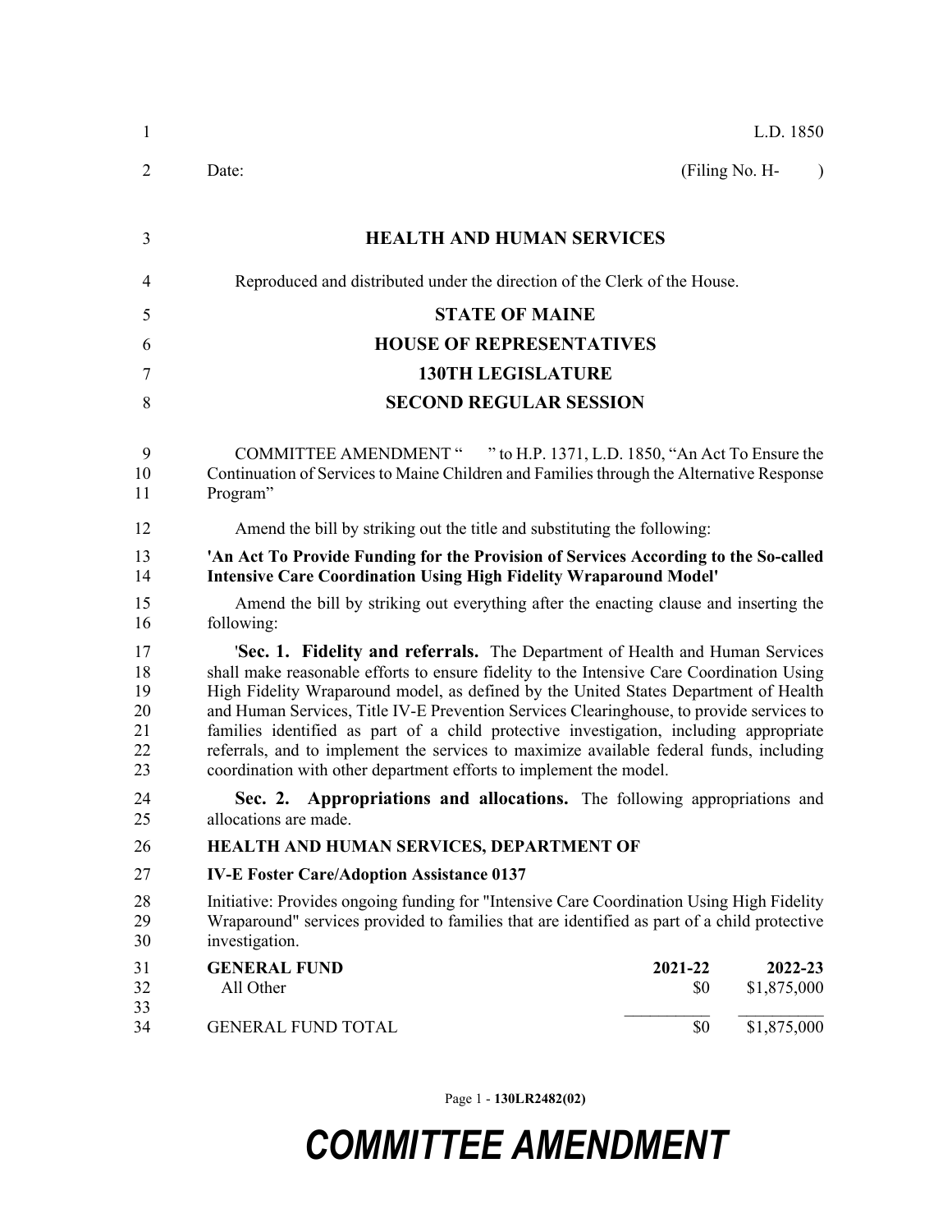L.D. 1850

Date: (Filing No. H- )

# HEALTH AND HUMAN SERVICES

Reproduced and distributed under the direction of the Clerk of the House.

## STATE OF MAINE
## HOUSE OF REPRESENTATIVES
## 130TH LEGISLATURE
## SECOND REGULAR SESSION

COMMITTEE AMENDMENT " " to H.P. 1371, L.D. 1850, "An Act To Ensure the Continuation of Services to Maine Children and Families through the Alternative Response Program"

Amend the bill by striking out the title and substituting the following:

**'An Act To Provide Funding for the Provision of Services According to the So-called Intensive Care Coordination Using High Fidelity Wraparound Model'**

Amend the bill by striking out everything after the enacting clause and inserting the following:

'**Sec. 1. Fidelity and referrals.** The Department of Health and Human Services shall make reasonable efforts to ensure fidelity to the Intensive Care Coordination Using High Fidelity Wraparound model, as defined by the United States Department of Health and Human Services, Title IV-E Prevention Services Clearinghouse, to provide services to families identified as part of a child protective investigation, including appropriate referrals, and to implement the services to maximize available federal funds, including coordination with other department efforts to implement the model.

**Sec. 2. Appropriations and allocations.** The following appropriations and allocations are made.

**HEALTH AND HUMAN SERVICES, DEPARTMENT OF**

**IV-E Foster Care/Adoption Assistance 0137**

Initiative: Provides ongoing funding for "Intensive Care Coordination Using High Fidelity Wraparound" services provided to families that are identified as part of a child protective investigation.

| **GENERAL FUND** | **2021-22** | **2022-23** |
|---|---|---|
| All Other | $0 | $1,875,000 |
| GENERAL FUND TOTAL | $0 | $1,875,000 |

# *COMMITTEE AMENDMENT*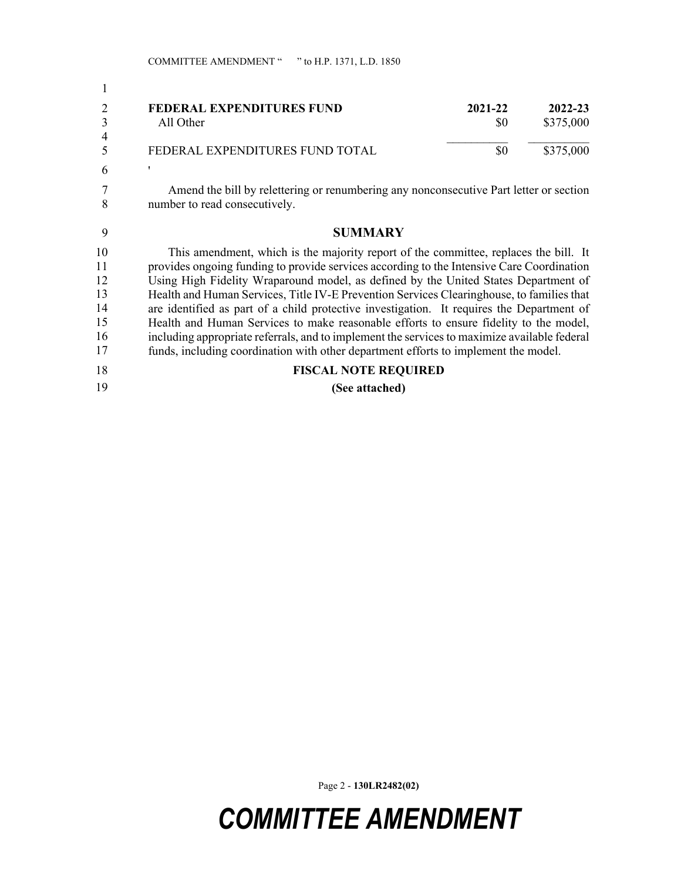| FEDERAL EXPENDITURES FUND | 2021-22 | 2022-23 |
|---|---|---|
| All Other | $0 | $375,000 |
| FEDERAL EXPENDITURES FUND TOTAL | $0 | $375,000 |

'

Amend the bill by relettering or renumbering any nonconsecutive Part letter or section number to read consecutively.

## SUMMARY

This amendment, which is the majority report of the committee, replaces the bill. It provides ongoing funding to provide services according to the Intensive Care Coordination Using High Fidelity Wraparound model, as defined by the United States Department of Health and Human Services, Title IV-E Prevention Services Clearinghouse, to families that are identified as part of a child protective investigation. It requires the Department of Health and Human Services to make reasonable efforts to ensure fidelity to the model, including appropriate referrals, and to implement the services to maximize available federal funds, including coordination with other department efforts to implement the model.

**FISCAL NOTE REQUIRED**

**(See attached)**